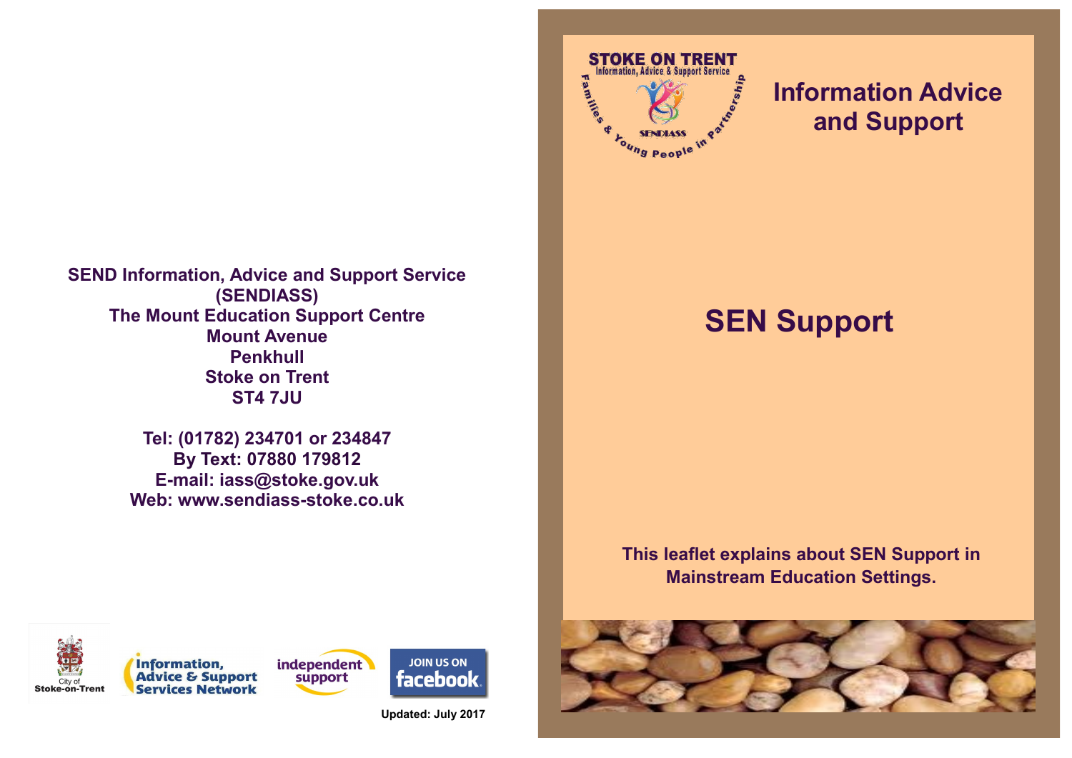**SEND Information, Advice and Support Service (SENDIASS)**
**The Mount Education Support Centre**
**Mount Avenue**
**Penkhull**
**Stoke on Trent**
**ST4 7JU**

**Tel: (01782) 234701 or 234847**
**By Text: 07880 179812**
**E-mail: iass@stoke.gov.uk**
**Web: www.sendiass-stoke.co.uk**

City of Stoke-on-Trent

Information, Advice & Support Services Network

independent support

JOIN US ON facebook

**Updated: July 2017**

STOKE ON TRENT
Information, Advice & Support Service
SENDIASS
Families & Young People in Partnership

## Information Advice and Support

# SEN Support

**This leaflet explains about SEN Support in Mainstream Education Settings.**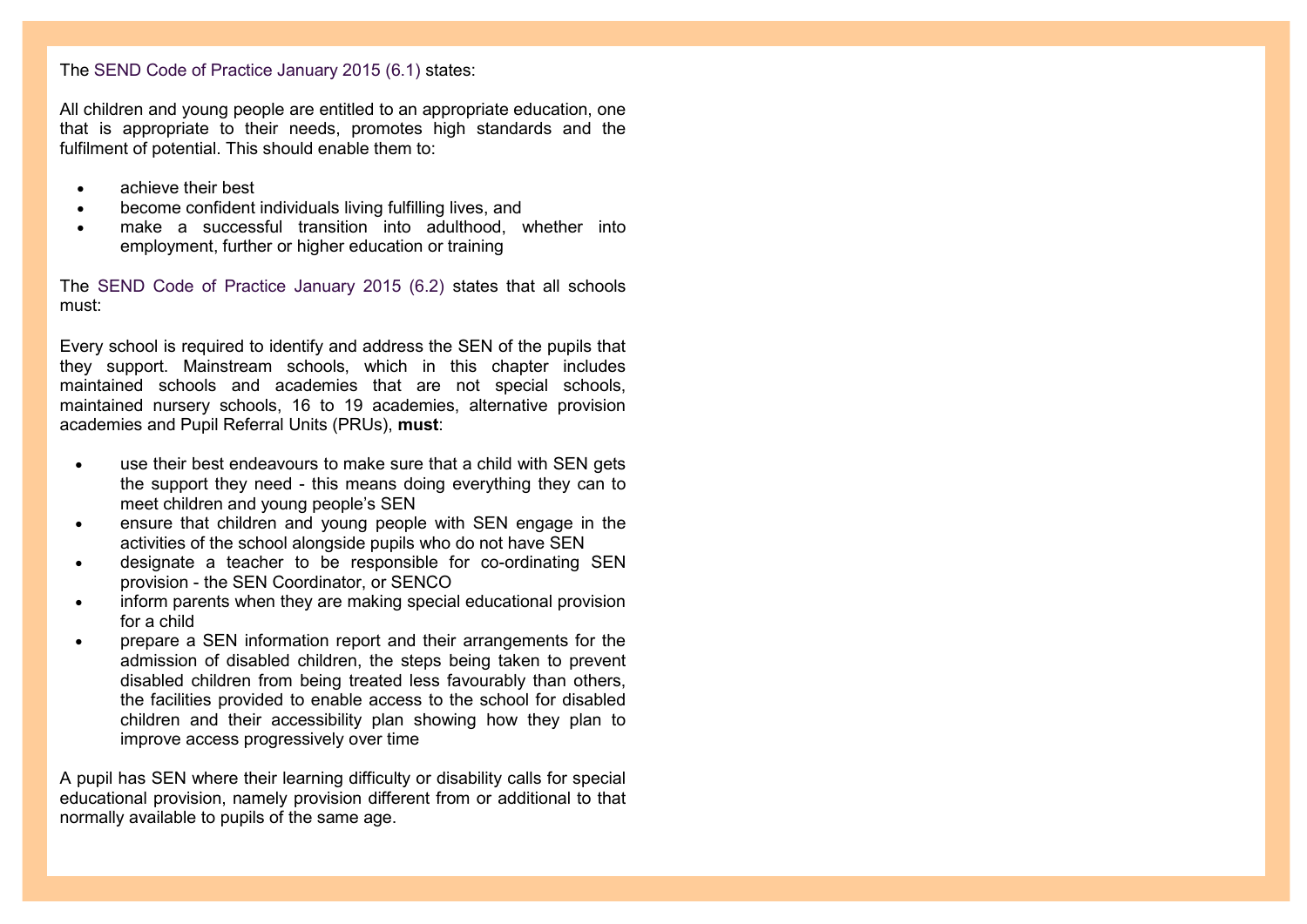The SEND Code of Practice January 2015 (6.1) states:

All children and young people are entitled to an appropriate education, one that is appropriate to their needs, promotes high standards and the fulfilment of potential. This should enable them to:

- achieve their best
- become confident individuals living fulfilling lives, and
- make a successful transition into adulthood, whether into employment, further or higher education or training

The SEND Code of Practice January 2015 (6.2) states that all schools must:

Every school is required to identify and address the SEN of the pupils that they support. Mainstream schools, which in this chapter includes maintained schools and academies that are not special schools, maintained nursery schools, 16 to 19 academies, alternative provision academies and Pupil Referral Units (PRUs), **must**:

- use their best endeavours to make sure that a child with SEN gets the support they need - this means doing everything they can to meet children and young people's SEN
- ensure that children and young people with SEN engage in the activities of the school alongside pupils who do not have SEN
- designate a teacher to be responsible for co-ordinating SEN provision - the SEN Coordinator, or SENCO
- inform parents when they are making special educational provision for a child
- prepare a SEN information report and their arrangements for the admission of disabled children, the steps being taken to prevent disabled children from being treated less favourably than others, the facilities provided to enable access to the school for disabled children and their accessibility plan showing how they plan to improve access progressively over time

A pupil has SEN where their learning difficulty or disability calls for special educational provision, namely provision different from or additional to that normally available to pupils of the same age.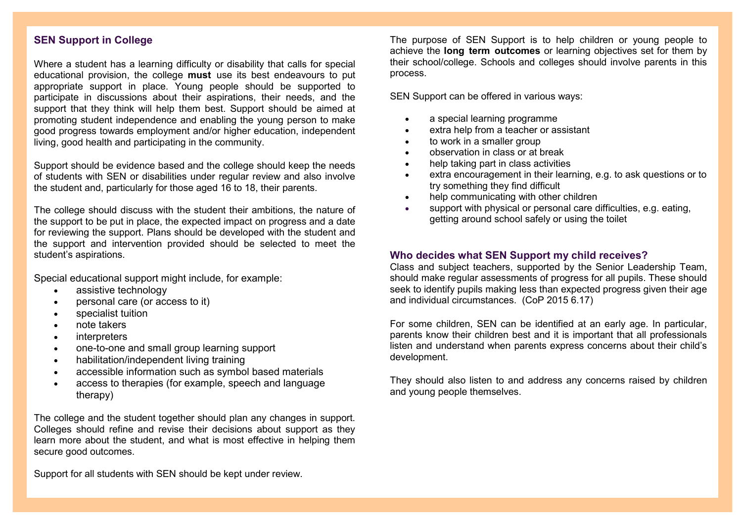## SEN Support in College

Where a student has a learning difficulty or disability that calls for special educational provision, the college **must** use its best endeavours to put appropriate support in place. Young people should be supported to participate in discussions about their aspirations, their needs, and the support that they think will help them best. Support should be aimed at promoting student independence and enabling the young person to make good progress towards employment and/or higher education, independent living, good health and participating in the community.

Support should be evidence based and the college should keep the needs of students with SEN or disabilities under regular review and also involve the student and, particularly for those aged 16 to 18, their parents.

The college should discuss with the student their ambitions, the nature of the support to be put in place, the expected impact on progress and a date for reviewing the support. Plans should be developed with the student and the support and intervention provided should be selected to meet the student's aspirations.

Special educational support might include, for example:

- assistive technology
- personal care (or access to it)
- specialist tuition
- note takers
- interpreters
- one-to-one and small group learning support
- habilitation/independent living training
- accessible information such as symbol based materials
- access to therapies (for example, speech and language therapy)

The college and the student together should plan any changes in support. Colleges should refine and revise their decisions about support as they learn more about the student, and what is most effective in helping them secure good outcomes.

Support for all students with SEN should be kept under review.

The purpose of SEN Support is to help children or young people to achieve the **long term outcomes** or learning objectives set for them by their school/college. Schools and colleges should involve parents in this process.

SEN Support can be offered in various ways:

- a special learning programme
- extra help from a teacher or assistant
- to work in a smaller group
- observation in class or at break
- help taking part in class activities
- extra encouragement in their learning, e.g. to ask questions or to try something they find difficult
- help communicating with other children
- support with physical or personal care difficulties, e.g. eating, getting around school safely or using the toilet

## Who decides what SEN Support my child receives?

Class and subject teachers, supported by the Senior Leadership Team, should make regular assessments of progress for all pupils. These should seek to identify pupils making less than expected progress given their age and individual circumstances. (CoP 2015 6.17)

For some children, SEN can be identified at an early age. In particular, parents know their children best and it is important that all professionals listen and understand when parents express concerns about their child's development.

They should also listen to and address any concerns raised by children and young people themselves.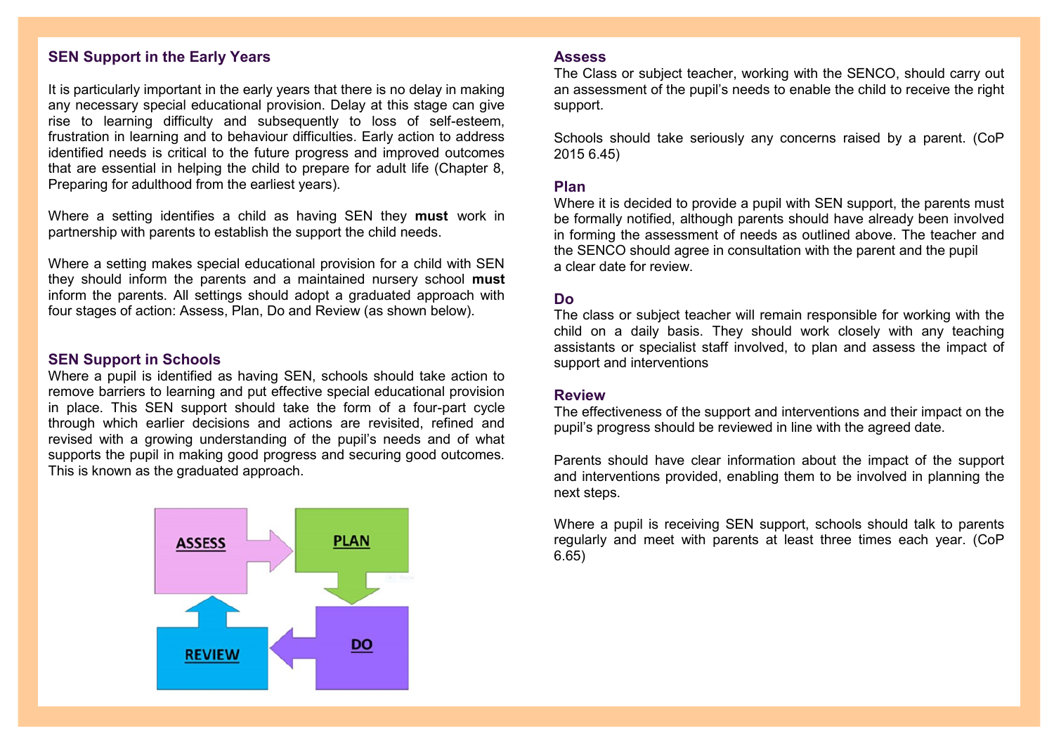## SEN Support in the Early Years

It is particularly important in the early years that there is no delay in making any necessary special educational provision. Delay at this stage can give rise to learning difficulty and subsequently to loss of self-esteem, frustration in learning and to behaviour difficulties. Early action to address identified needs is critical to the future progress and improved outcomes that are essential in helping the child to prepare for adult life (Chapter 8, Preparing for adulthood from the earliest years).

Where a setting identifies a child as having SEN they **must** work in partnership with parents to establish the support the child needs.

Where a setting makes special educational provision for a child with SEN they should inform the parents and a maintained nursery school **must** inform the parents. All settings should adopt a graduated approach with four stages of action: Assess, Plan, Do and Review (as shown below).

## SEN Support in Schools

Where a pupil is identified as having SEN, schools should take action to remove barriers to learning and put effective special educational provision in place. This SEN support should take the form of a four-part cycle through which earlier decisions and actions are revisited, refined and revised with a growing understanding of the pupil's needs and of what supports the pupil in making good progress and securing good outcomes. This is known as the graduated approach.

ASSESS

PLAN

DO

REVIEW

### Assess

The Class or subject teacher, working with the SENCO, should carry out an assessment of the pupil's needs to enable the child to receive the right support.

Schools should take seriously any concerns raised by a parent. (CoP 2015 6.45)

### Plan

Where it is decided to provide a pupil with SEN support, the parents must be formally notified, although parents should have already been involved in forming the assessment of needs as outlined above. The teacher and the SENCO should agree in consultation with the parent and the pupil a clear date for review.

### Do

The class or subject teacher will remain responsible for working with the child on a daily basis. They should work closely with any teaching assistants or specialist staff involved, to plan and assess the impact of support and interventions

### Review

The effectiveness of the support and interventions and their impact on the pupil's progress should be reviewed in line with the agreed date.

Parents should have clear information about the impact of the support and interventions provided, enabling them to be involved in planning the next steps.

Where a pupil is receiving SEN support, schools should talk to parents regularly and meet with parents at least three times each year. (CoP 6.65)